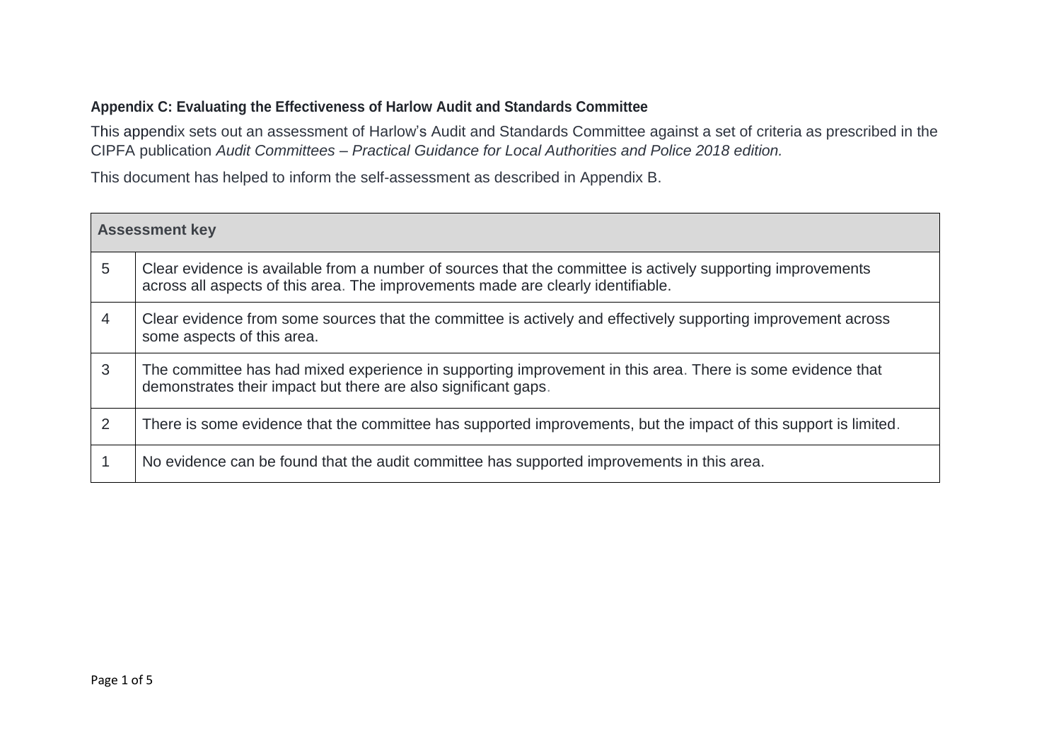**Appendix C: Evaluating the Effectiveness of Harlow Audit and Standards Committee**

This appendix sets out an assessment of Harlow's Audit and Standards Committee against a set of criteria as prescribed in the CIPFA publication *Audit Committees – Practical Guidance for Local Authorities and Police 2018 edition.*

This document has helped to inform the self-assessment as described in Appendix B.

| **Assessment key** | |
|---|---|
| 5 | Clear evidence is available from a number of sources that the committee is actively supporting improvements across all aspects of this area. The improvements made are clearly identifiable. |
| 4 | Clear evidence from some sources that the committee is actively and effectively supporting improvement across some aspects of this area. |
| 3 | The committee has had mixed experience in supporting improvement in this area. There is some evidence that demonstrates their impact but there are also significant gaps. |
| 2 | There is some evidence that the committee has supported improvements, but the impact of this support is limited. |
| 1 | No evidence can be found that the audit committee has supported improvements in this area. |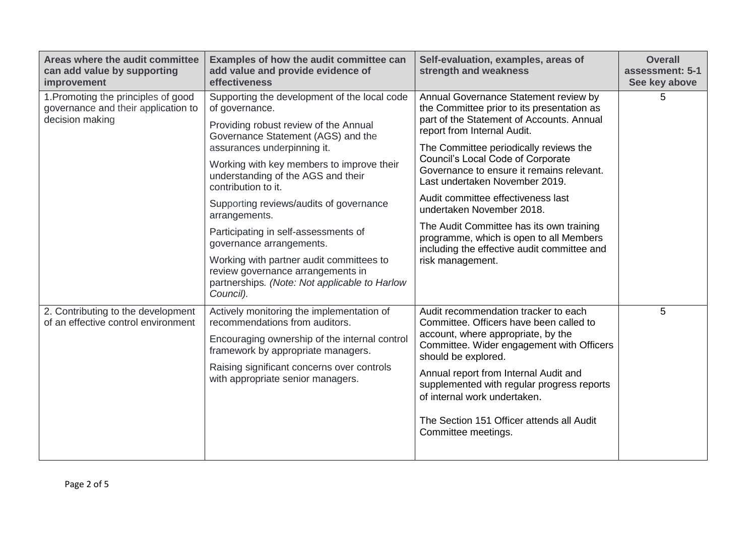| Areas where the audit committee can add value by supporting improvement | Examples of how the audit committee can add value and provide evidence of effectiveness | Self-evaluation, examples, areas of strength and weakness | Overall assessment: 5-1 See key above |
|---|---|---|---|
| 1.Promoting the principles of good governance and their application to decision making | Supporting the development of the local code of governance.<br><br>Providing robust review of the Annual Governance Statement (AGS) and the assurances underpinning it.<br><br>Working with key members to improve their understanding of the AGS and their contribution to it.<br><br>Supporting reviews/audits of governance arrangements.<br><br>Participating in self-assessments of governance arrangements.<br><br>Working with partner audit committees to review governance arrangements in partnerships. *(Note: Not applicable to Harlow Council).* | Annual Governance Statement review by the Committee prior to its presentation as part of the Statement of Accounts. Annual report from Internal Audit.<br><br>The Committee periodically reviews the Council's Local Code of Corporate Governance to ensure it remains relevant. Last undertaken November 2019.<br><br>Audit committee effectiveness last undertaken November 2018.<br><br>The Audit Committee has its own training programme, which is open to all Members including the effective audit committee and risk management. | 5 |
| 2. Contributing to the development of an effective control environment | Actively monitoring the implementation of recommendations from auditors.<br><br>Encouraging ownership of the internal control framework by appropriate managers.<br><br>Raising significant concerns over controls with appropriate senior managers. | Audit recommendation tracker to each Committee. Officers have been called to account, where appropriate, by the Committee. Wider engagement with Officers should be explored.<br><br>Annual report from Internal Audit and supplemented with regular progress reports of internal work undertaken.<br><br>The Section 151 Officer attends all Audit Committee meetings. | 5 |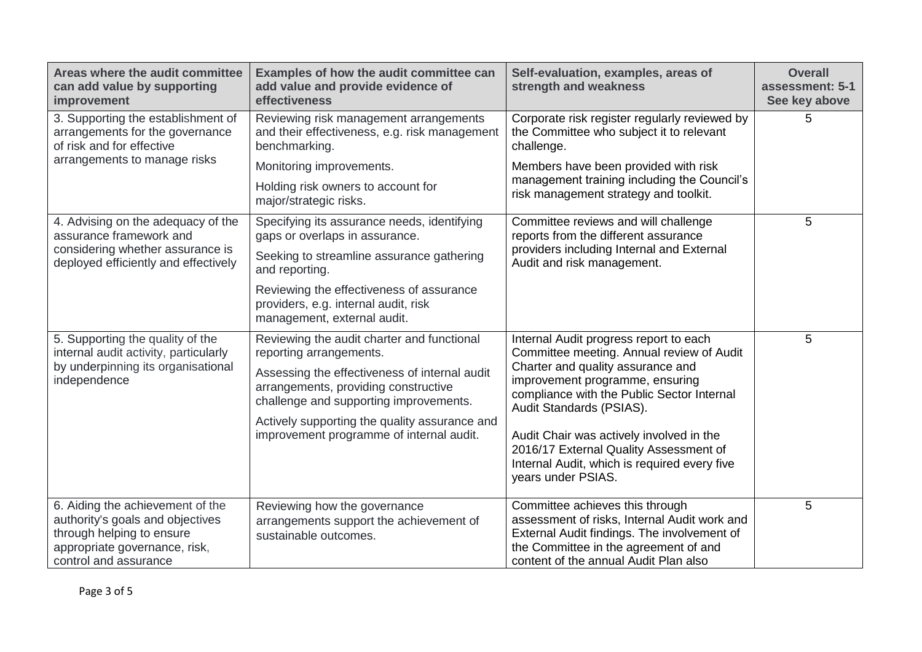| Areas where the audit committee can add value by supporting improvement | Examples of how the audit committee can add value and provide evidence of effectiveness | Self-evaluation, examples, areas of strength and weakness | Overall assessment: 5-1 See key above |
|---|---|---|---|
| 3. Supporting the establishment of arrangements for the governance of risk and for effective arrangements to manage risks | Reviewing risk management arrangements and their effectiveness, e.g. risk management benchmarking.<br><br>Monitoring improvements.<br><br>Holding risk owners to account for major/strategic risks. | Corporate risk register regularly reviewed by the Committee who subject it to relevant challenge.<br><br>Members have been provided with risk management training including the Council's risk management strategy and toolkit. | 5 |
| 4. Advising on the adequacy of the assurance framework and considering whether assurance is deployed efficiently and effectively | Specifying its assurance needs, identifying gaps or overlaps in assurance.<br><br>Seeking to streamline assurance gathering and reporting.<br><br>Reviewing the effectiveness of assurance providers, e.g. internal audit, risk management, external audit. | Committee reviews and will challenge reports from the different assurance providers including Internal and External Audit and risk management. | 5 |
| 5. Supporting the quality of the internal audit activity, particularly by underpinning its organisational independence | Reviewing the audit charter and functional reporting arrangements.<br><br>Assessing the effectiveness of internal audit arrangements, providing constructive challenge and supporting improvements.<br><br>Actively supporting the quality assurance and improvement programme of internal audit. | Internal Audit progress report to each Committee meeting. Annual review of Audit Charter and quality assurance and improvement programme, ensuring compliance with the Public Sector Internal Audit Standards (PSIAS).<br><br>Audit Chair was actively involved in the 2016/17 External Quality Assessment of Internal Audit, which is required every five years under PSIAS. | 5 |
| 6. Aiding the achievement of the authority's goals and objectives through helping to ensure appropriate governance, risk, control and assurance | Reviewing how the governance arrangements support the achievement of sustainable outcomes. | Committee achieves this through assessment of risks, Internal Audit work and External Audit findings. The involvement of the Committee in the agreement of and content of the annual Audit Plan also | 5 |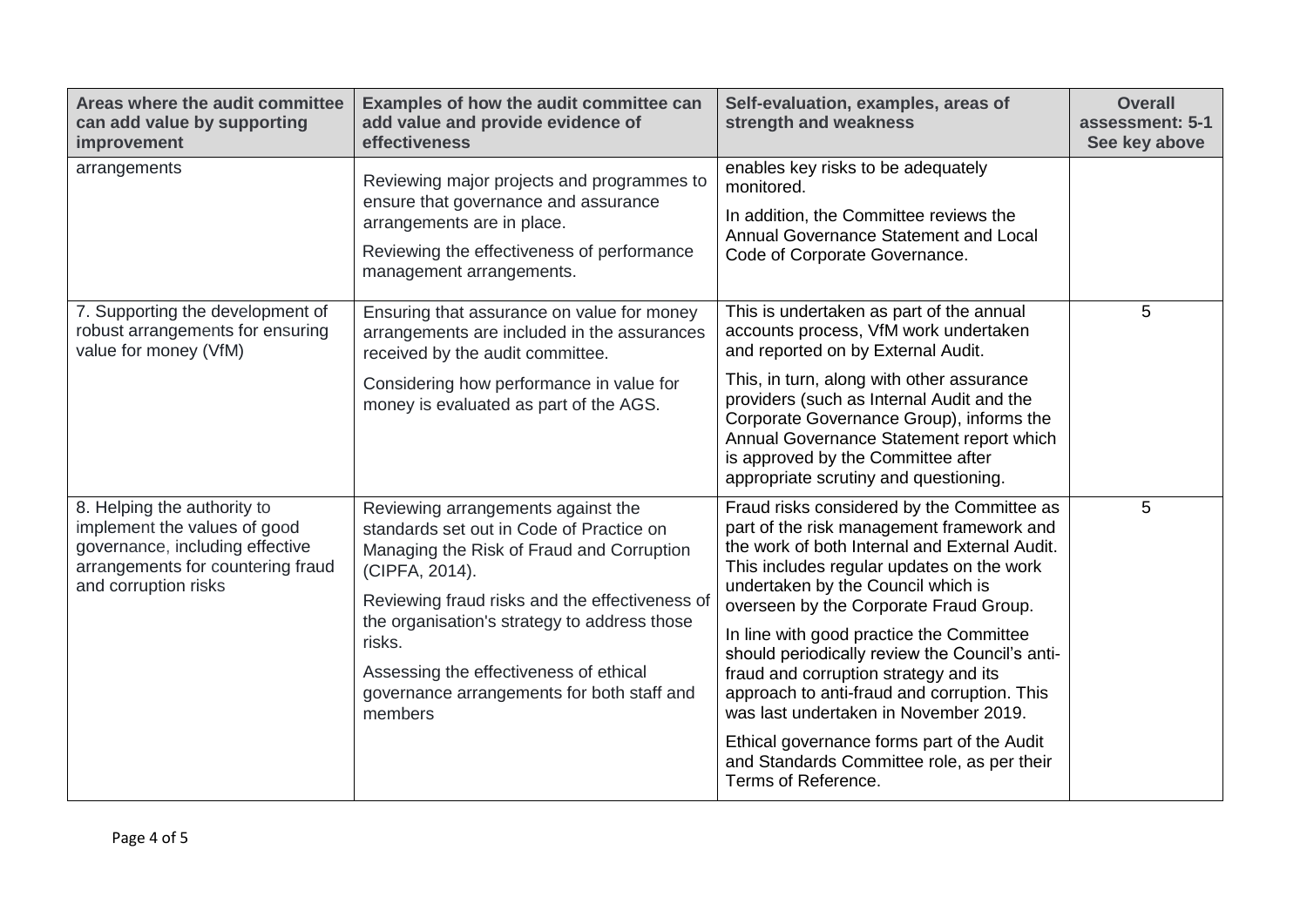| Areas where the audit committee can add value by supporting improvement | Examples of how the audit committee can add value and provide evidence of effectiveness | Self-evaluation, examples, areas of strength and weakness | Overall assessment: 5-1 See key above |
|---|---|---|---|
| arrangements | Reviewing major projects and programmes to ensure that governance and assurance arrangements are in place.<br><br>Reviewing the effectiveness of performance management arrangements. | enables key risks to be adequately monitored.<br><br>In addition, the Committee reviews the Annual Governance Statement and Local Code of Corporate Governance. | |
| 7. Supporting the development of robust arrangements for ensuring value for money (VfM) | Ensuring that assurance on value for money arrangements are included in the assurances received by the audit committee.<br><br>Considering how performance in value for money is evaluated as part of the AGS. | This is undertaken as part of the annual accounts process, VfM work undertaken and reported on by External Audit.<br><br>This, in turn, along with other assurance providers (such as Internal Audit and the Corporate Governance Group), informs the Annual Governance Statement report which is approved by the Committee after appropriate scrutiny and questioning. | 5 |
| 8. Helping the authority to implement the values of good governance, including effective arrangements for countering fraud and corruption risks | Reviewing arrangements against the standards set out in Code of Practice on Managing the Risk of Fraud and Corruption (CIPFA, 2014).<br><br>Reviewing fraud risks and the effectiveness of the organisation's strategy to address those risks.<br><br>Assessing the effectiveness of ethical governance arrangements for both staff and members | Fraud risks considered by the Committee as part of the risk management framework and the work of both Internal and External Audit. This includes regular updates on the work undertaken by the Council which is overseen by the Corporate Fraud Group.<br><br>In line with good practice the Committee should periodically review the Council's anti-fraud and corruption strategy and its approach to anti-fraud and corruption. This was last undertaken in November 2019.<br><br>Ethical governance forms part of the Audit and Standards Committee role, as per their Terms of Reference. | 5 |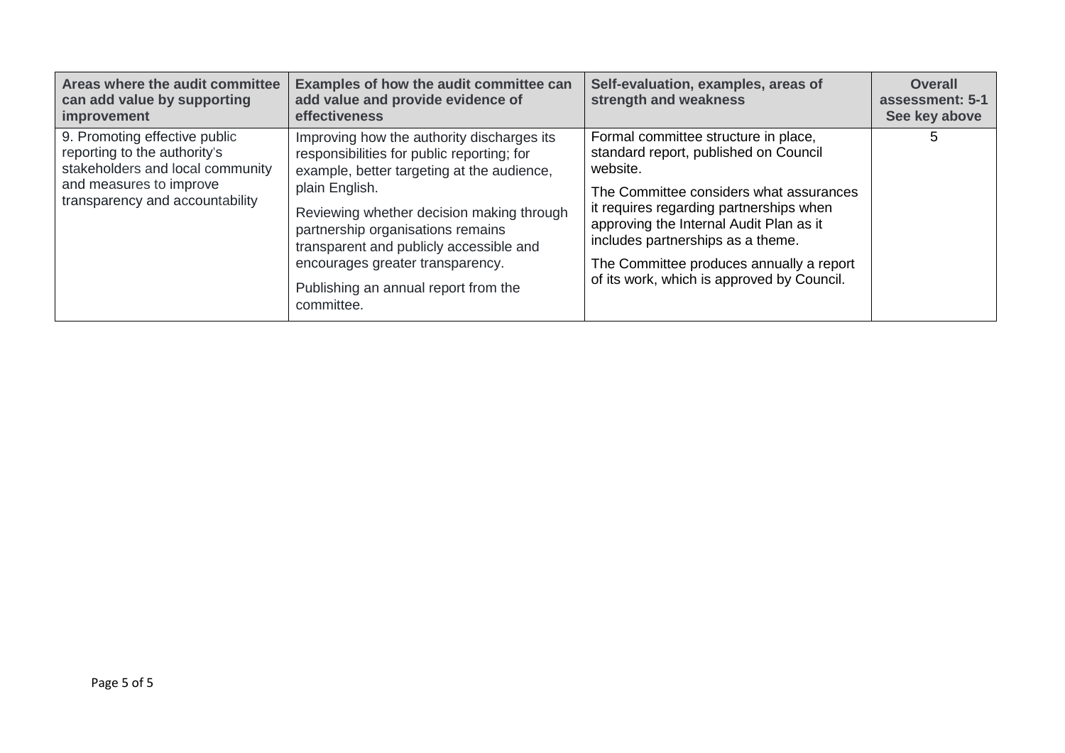| Areas where the audit committee can add value by supporting improvement | Examples of how the audit committee can add value and provide evidence of effectiveness | Self-evaluation, examples, areas of strength and weakness | Overall assessment: 5-1 See key above |
|---|---|---|---|
| 9. Promoting effective public reporting to the authority's stakeholders and local community and measures to improve transparency and accountability | Improving how the authority discharges its responsibilities for public reporting; for example, better targeting at the audience, plain English.<br><br>Reviewing whether decision making through partnership organisations remains transparent and publicly accessible and encourages greater transparency.<br><br>Publishing an annual report from the committee. | Formal committee structure in place, standard report, published on Council website.<br><br>The Committee considers what assurances it requires regarding partnerships when approving the Internal Audit Plan as it includes partnerships as a theme.<br><br>The Committee produces annually a report of its work, which is approved by Council. | 5 |